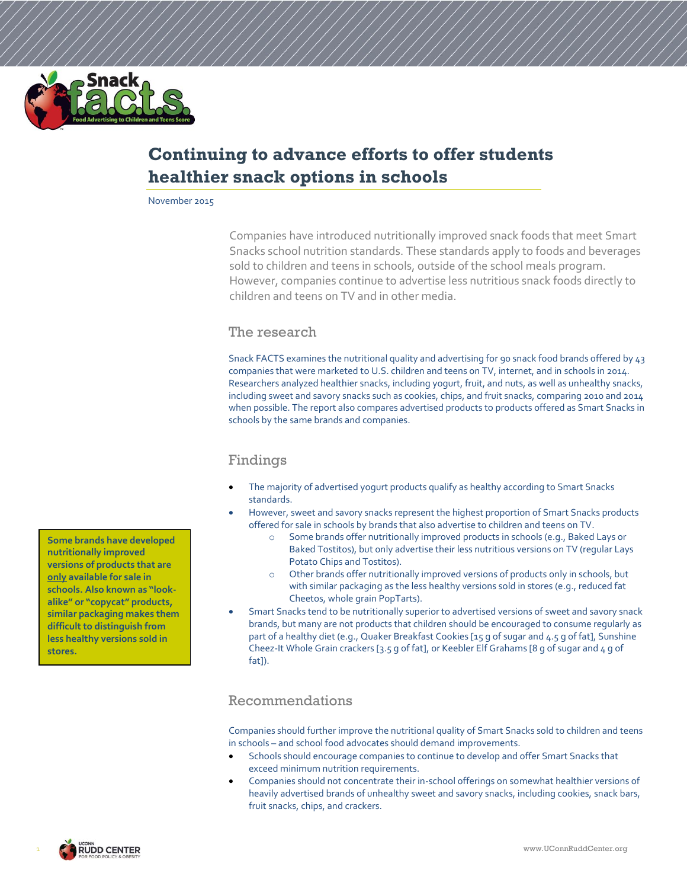# Continuing to advance efforts to offer students healthier snack options in schools

November 2015

Companies have introduced nutritionally improved snack foods that meet Smart Snacks school nutrition standards. These standards apply to foods and beverages sold to children and teens in schools, outside of the school meals program. However, companies continue to advertise less nutritious snack foods directly to children and teens on TV and in other media.

## The research

Snack FACTS examines the nutritional quality and advertising for 90 snack food brands offered by 43 companies that were marketed to U.S. children and teens on TV, internet, and in schools in 2014. Researchers analyzed healthier snacks, including yogurt, fruit, and nuts, as well as unhealthy snacks, including sweet and savory snacks such as cookies, chips, and fruit snacks, comparing 2010 and 2014 when possible. The report also compares advertised products to products offered as Smart Snacks in schools by the same brands and companies.

## Findings

- The majority of advertised yogurt products qualify as healthy according to Smart Snacks standards.
- However, sweet and savory snacks represent the highest proportion of Smart Snacks products offered for sale in schools by brands that also advertise to children and teens on TV.
  - Some brands offer nutritionally improved products in schools (e.g., Baked Lays or Baked Tostitos), but only advertise their less nutritious versions on TV (regular Lays Potato Chips and Tostitos).
  - Other brands offer nutritionally improved versions of products only in schools, but with similar packaging as the less healthy versions sold in stores (e.g., reduced fat Cheetos, whole grain PopTarts).
- Smart Snacks tend to be nutritionally superior to advertised versions of sweet and savory snack brands, but many are not products that children should be encouraged to consume regularly as part of a healthy diet (e.g., Quaker Breakfast Cookies [15 g of sugar and 4.5 g of fat], Sunshine Cheez-It Whole Grain crackers [3.5 g of fat], or Keebler Elf Grahams [8 g of sugar and 4 g of fat]).

**Some brands have developed nutritionally improved versions of products that are only available for sale in schools. Also known as "look-alike" or "copycat" products, similar packaging makes them difficult to distinguish from less healthy versions sold in stores.**

## Recommendations

Companies should further improve the nutritional quality of Smart Snacks sold to children and teens in schools – and school food advocates should demand improvements.

- Schools should encourage companies to continue to develop and offer Smart Snacks that exceed minimum nutrition requirements.
- Companies should not concentrate their in-school offerings on somewhat healthier versions of heavily advertised brands of unhealthy sweet and savory snacks, including cookies, snack bars, fruit snacks, chips, and crackers.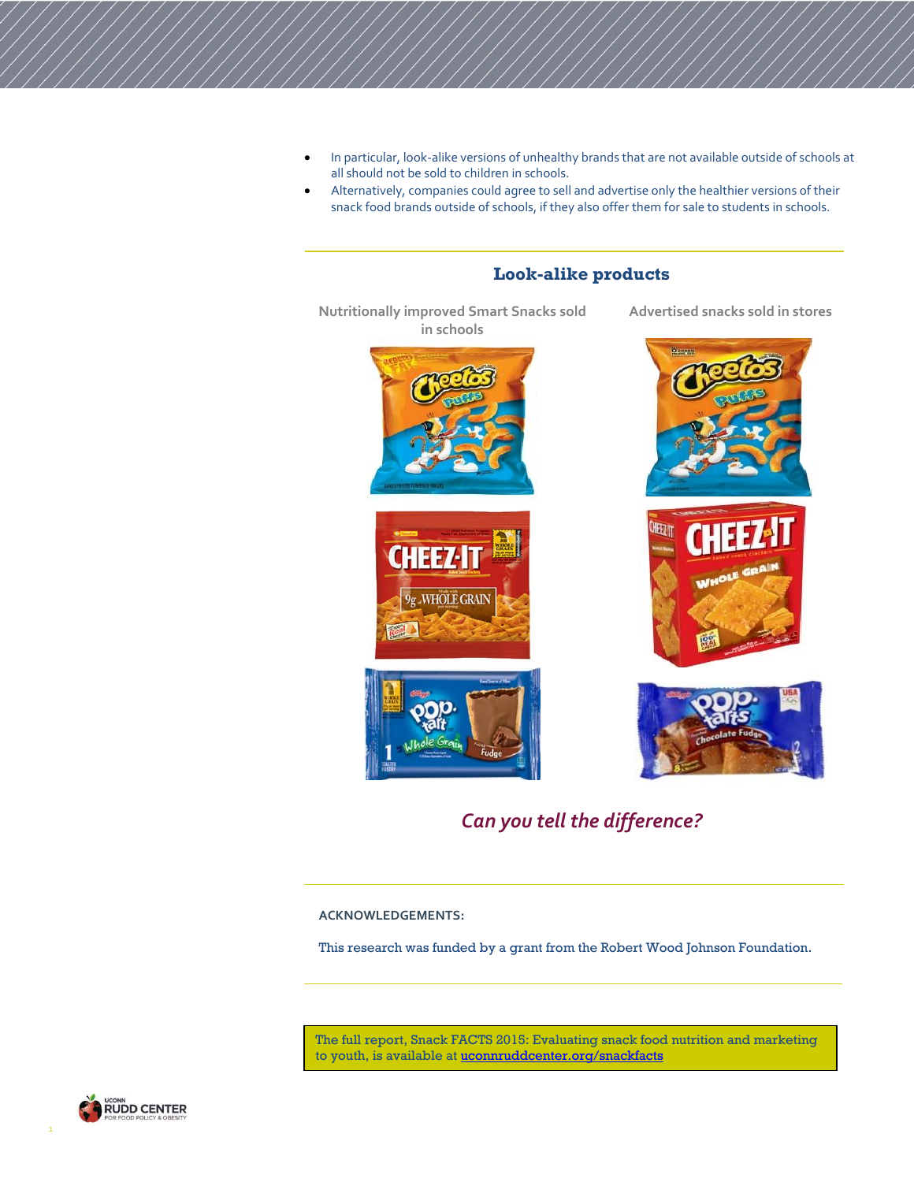- In particular, look-alike versions of unhealthy brands that are not available outside of schools at all should not be sold to children in schools.
- Alternatively, companies could agree to sell and advertise only the healthier versions of their snack food brands outside of schools, if they also offer them for sale to students in schools.

## Look-alike products

Nutritionally improved Smart Snacks sold in schools

Advertised snacks sold in stores

*Can you tell the difference?*

**ACKNOWLEDGEMENTS:**

This research was funded by a grant from the Robert Wood Johnson Foundation.

The full report, Snack FACTS 2015: Evaluating snack food nutrition and marketing to youth, is available at uconnruddcenter.org/snackfacts